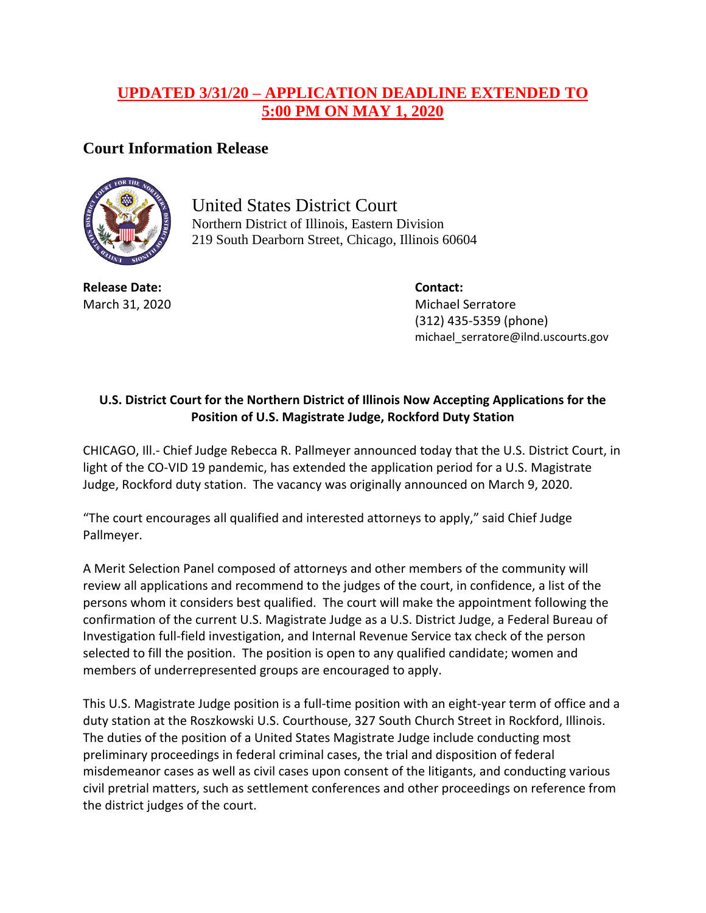**UPDATED 3/31/20 – APPLICATION DEADLINE EXTENDED TO 5:00 PM ON MAY 1, 2020**

## Court Information Release

United States District Court
Northern District of Illinois, Eastern Division
219 South Dearborn Street, Chicago, Illinois 60604

**Release Date:**
March 31, 2020

**Contact:**
Michael Serratore
(312) 435-5359 (phone)
michael_serratore@ilnd.uscourts.gov

### U.S. District Court for the Northern District of Illinois Now Accepting Applications for the Position of U.S. Magistrate Judge, Rockford Duty Station

CHICAGO, Ill.- Chief Judge Rebecca R. Pallmeyer announced today that the U.S. District Court, in light of the CO-VID 19 pandemic, has extended the application period for a U.S. Magistrate Judge, Rockford duty station. The vacancy was originally announced on March 9, 2020.

"The court encourages all qualified and interested attorneys to apply," said Chief Judge Pallmeyer.

A Merit Selection Panel composed of attorneys and other members of the community will review all applications and recommend to the judges of the court, in confidence, a list of the persons whom it considers best qualified. The court will make the appointment following the confirmation of the current U.S. Magistrate Judge as a U.S. District Judge, a Federal Bureau of Investigation full-field investigation, and Internal Revenue Service tax check of the person selected to fill the position. The position is open to any qualified candidate; women and members of underrepresented groups are encouraged to apply.

This U.S. Magistrate Judge position is a full-time position with an eight-year term of office and a duty station at the Roszkowski U.S. Courthouse, 327 South Church Street in Rockford, Illinois. The duties of the position of a United States Magistrate Judge include conducting most preliminary proceedings in federal criminal cases, the trial and disposition of federal misdemeanor cases as well as civil cases upon consent of the litigants, and conducting various civil pretrial matters, such as settlement conferences and other proceedings on reference from the district judges of the court.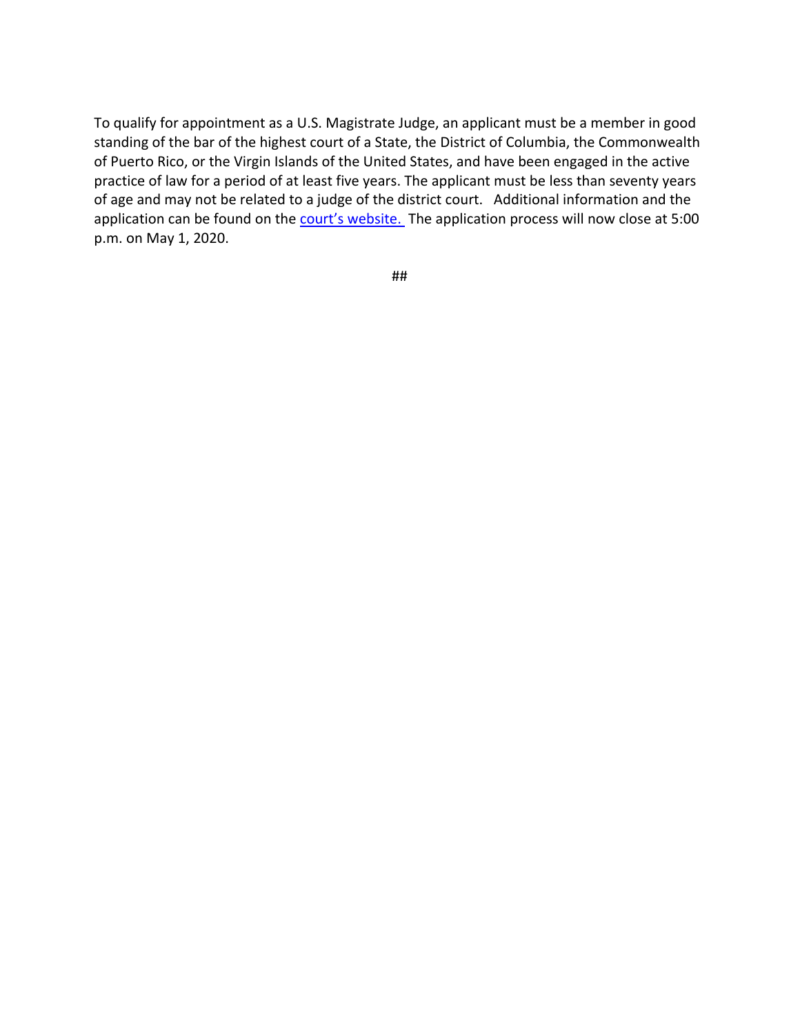To qualify for appointment as a U.S. Magistrate Judge, an applicant must be a member in good standing of the bar of the highest court of a State, the District of Columbia, the Commonwealth of Puerto Rico, or the Virgin Islands of the United States, and have been engaged in the active practice of law for a period of at least five years. The applicant must be less than seventy years of age and may not be related to a judge of the district court. Additional information and the application can be found on the court's website. The application process will now close at 5:00 p.m. on May 1, 2020.

##